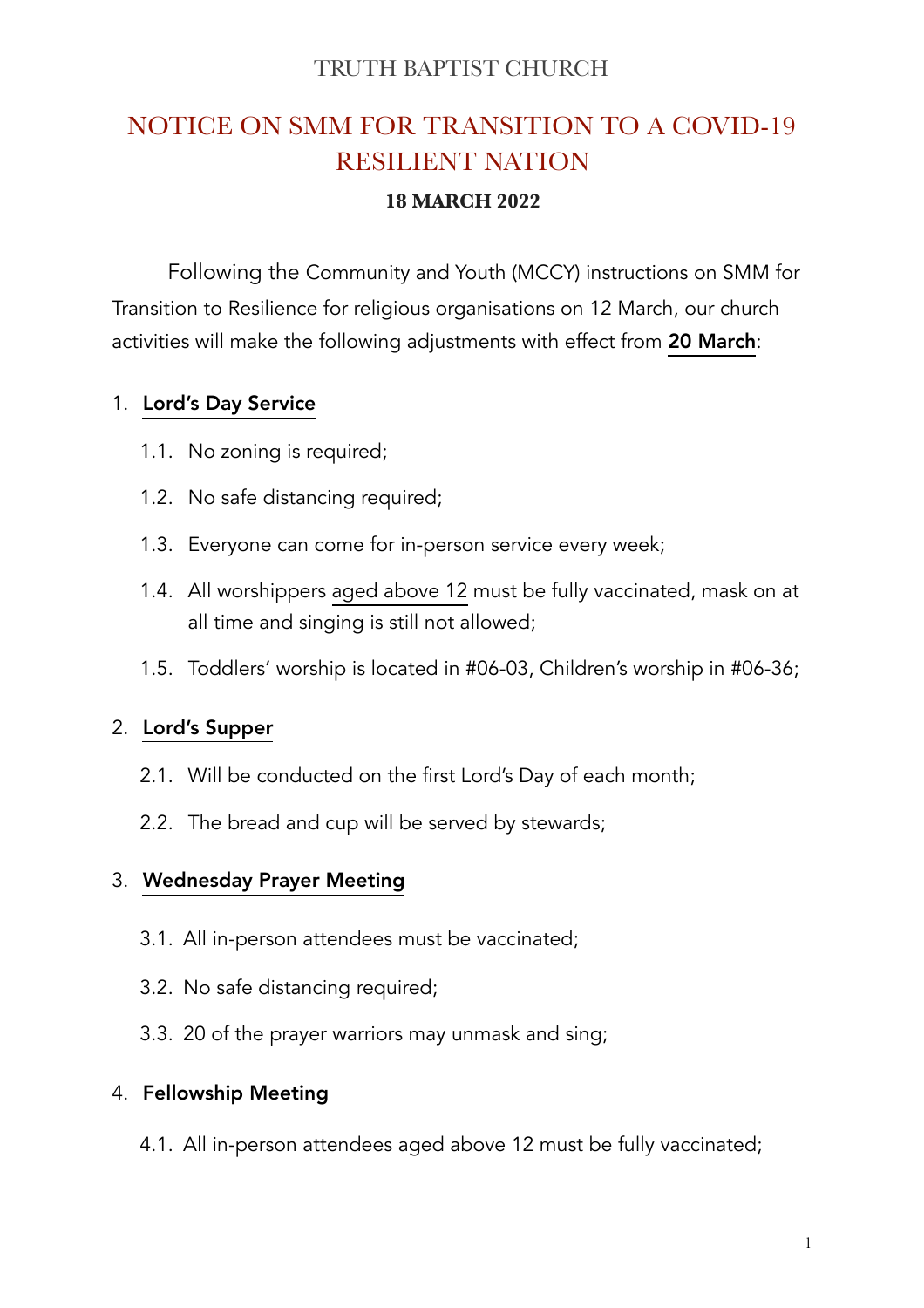TRUTH BAPTIST CHURCH

# NOTICE ON SMM FOR TRANSITION TO A COVID-19 RESILIENT NATION

**18 MARCH 2022**

Following the Community and Youth (MCCY) instructions on SMM for Transition to Resilience for religious organisations on 12 March, our church activities will make the following adjustments with effect from **20 March**:

1. **Lord's Day Service**
   - 1.1. No zoning is required;
   - 1.2. No safe distancing required;
   - 1.3. Everyone can come for in-person service every week;
   - 1.4. All worshippers aged above 12 must be fully vaccinated, mask on at all time and singing is still not allowed;
   - 1.5. Toddlers' worship is located in #06-03, Children's worship in #06-36;

2. **Lord's Supper**
   - 2.1. Will be conducted on the first Lord's Day of each month;
   - 2.2. The bread and cup will be served by stewards;

3. **Wednesday Prayer Meeting**
   - 3.1. All in-person attendees must be vaccinated;
   - 3.2. No safe distancing required;
   - 3.3. 20 of the prayer warriors may unmask and sing;

4. **Fellowship Meeting**
   - 4.1. All in-person attendees aged above 12 must be fully vaccinated;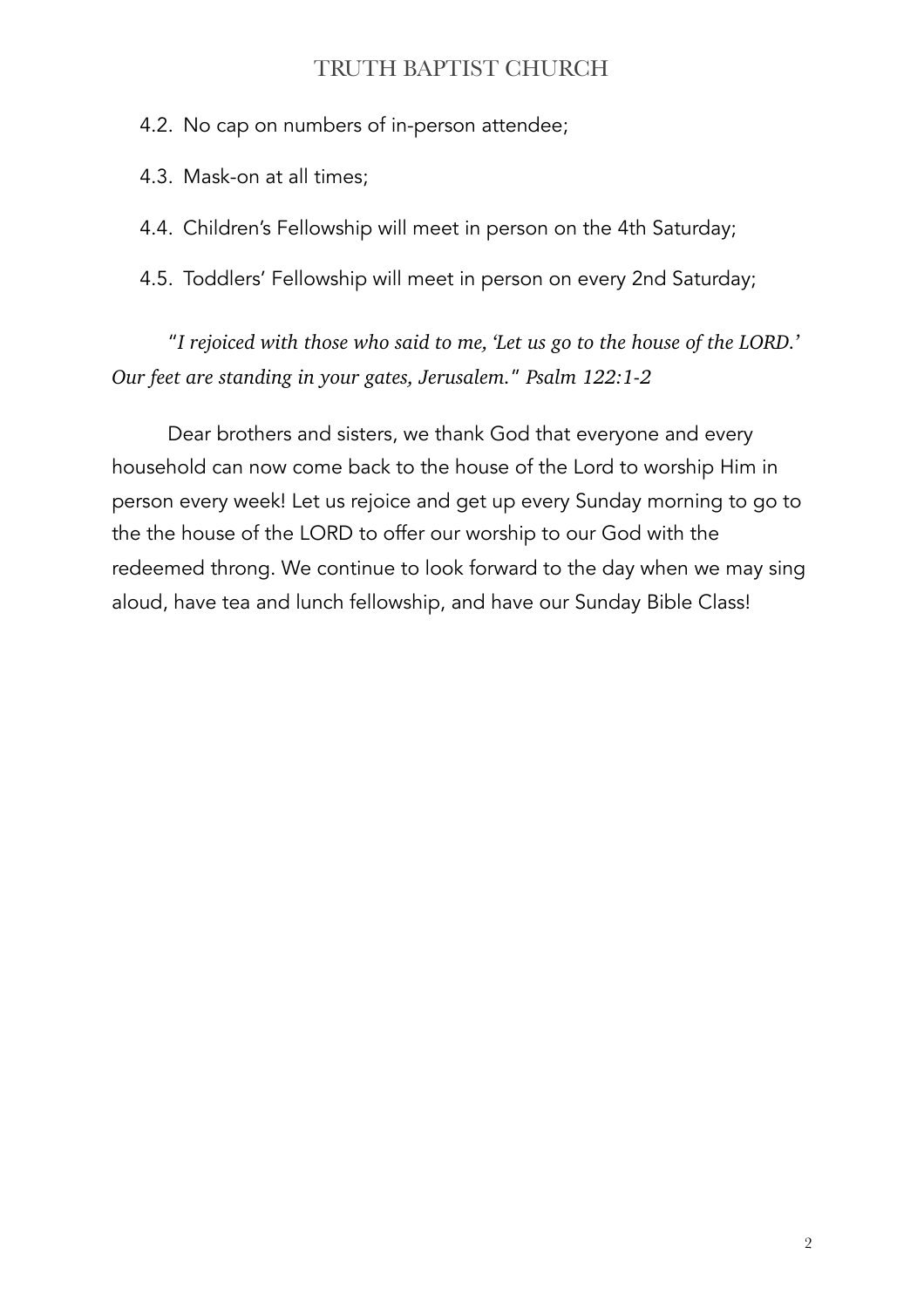4.2. No cap on numbers of in-person attendee;

4.3. Mask-on at all times;

4.4. Children's Fellowship will meet in person on the 4th Saturday;

4.5. Toddlers' Fellowship will meet in person on every 2nd Saturday;

*"I rejoiced with those who said to me, 'Let us go to the house of the LORD.' Our feet are standing in your gates, Jerusalem." Psalm 122:1-2*

Dear brothers and sisters, we thank God that everyone and every household can now come back to the house of the Lord to worship Him in person every week! Let us rejoice and get up every Sunday morning to go to the the house of the LORD to offer our worship to our God with the redeemed throng. We continue to look forward to the day when we may sing aloud, have tea and lunch fellowship, and have our Sunday Bible Class!